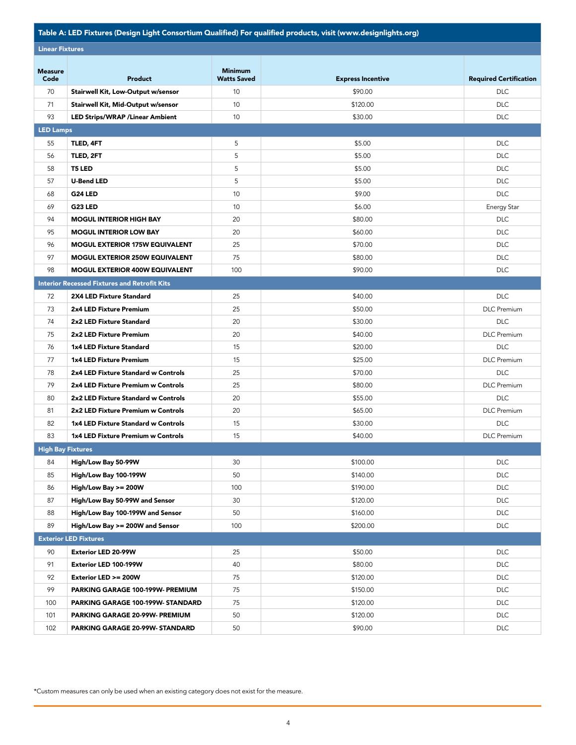## Table A: LED Fixtures (Design Light Consortium Qualified) For qualified products, visit (www.designlights.org)

| Measure Code | Product | Minimum Watts Saved | Express Incentive | Required Certification |
|---|---|---|---|---|
| **Linear Fixtures** | | | | |
| 70 | **Stairwell Kit, Low-Output w/sensor** | 10 | $90.00 | DLC |
| 71 | **Stairwell Kit, Mid-Output w/sensor** | 10 | $120.00 | DLC |
| 93 | **LED Strips/WRAP /Linear Ambient** | 10 | $30.00 | DLC |
| **LED Lamps** | | | | |
| 55 | **TLED, 4FT** | 5 | $5.00 | DLC |
| 56 | **TLED, 2FT** | 5 | $5.00 | DLC |
| 58 | **T5 LED** | 5 | $5.00 | DLC |
| 57 | **U-Bend LED** | 5 | $5.00 | DLC |
| 68 | **G24 LED** | 10 | $9.00 | DLC |
| 69 | **G23 LED** | 10 | $6.00 | Energy Star |
| 94 | **MOGUL INTERIOR HIGH BAY** | 20 | $80.00 | DLC |
| 95 | **MOGUL INTERIOR LOW BAY** | 20 | $60.00 | DLC |
| 96 | **MOGUL EXTERIOR 175W EQUIVALENT** | 25 | $70.00 | DLC |
| 97 | **MOGUL EXTERIOR 250W EQUIVALENT** | 75 | $80.00 | DLC |
| 98 | **MOGUL EXTERIOR 400W EQUIVALENT** | 100 | $90.00 | DLC |
| **Interior Recessed Fixtures and Retrofit Kits** | | | | |
| 72 | **2X4 LED Fixture Standard** | 25 | $40.00 | DLC |
| 73 | **2x4 LED Fixture Premium** | 25 | $50.00 | DLC Premium |
| 74 | **2x2 LED Fixture Standard** | 20 | $30.00 | DLC |
| 75 | **2x2 LED Fixture Premium** | 20 | $40.00 | DLC Premium |
| 76 | **1x4 LED Fixture Standard** | 15 | $20.00 | DLC |
| 77 | **1x4 LED Fixture Premium** | 15 | $25.00 | DLC Premium |
| 78 | **2x4 LED Fixture Standard w Controls** | 25 | $70.00 | DLC |
| 79 | **2x4 LED Fixture Premium w Controls** | 25 | $80.00 | DLC Premium |
| 80 | **2x2 LED Fixture Standard w Controls** | 20 | $55.00 | DLC |
| 81 | **2x2 LED Fixture Premium w Controls** | 20 | $65.00 | DLC Premium |
| 82 | **1x4 LED Fixture Standard w Controls** | 15 | $30.00 | DLC |
| 83 | **1x4 LED Fixture Premium w Controls** | 15 | $40.00 | DLC Premium |
| **High Bay Fixtures** | | | | |
| 84 | **High/Low Bay 50-99W** | 30 | $100.00 | DLC |
| 85 | **High/Low Bay 100-199W** | 50 | $140.00 | DLC |
| 86 | **High/Low Bay >= 200W** | 100 | $190.00 | DLC |
| 87 | **High/Low Bay 50-99W and Sensor** | 30 | $120.00 | DLC |
| 88 | **High/Low Bay 100-199W and Sensor** | 50 | $160.00 | DLC |
| 89 | **High/Low Bay >= 200W and Sensor** | 100 | $200.00 | DLC |
| **Exterior LED Fixtures** | | | | |
| 90 | **Exterior LED 20-99W** | 25 | $50.00 | DLC |
| 91 | **Exterior LED 100-199W** | 40 | $80.00 | DLC |
| 92 | **Exterior LED >= 200W** | 75 | $120.00 | DLC |
| 99 | **PARKING GARAGE 100-199W- PREMIUM** | 75 | $150.00 | DLC |
| 100 | **PARKING GARAGE 100-199W- STANDARD** | 75 | $120.00 | DLC |
| 101 | **PARKING GARAGE 20-99W- PREMIUM** | 50 | $120.00 | DLC |
| 102 | **PARKING GARAGE 20-99W- STANDARD** | 50 | $90.00 | DLC |

*Custom measures can only be used when an existing category does not exist for the measure.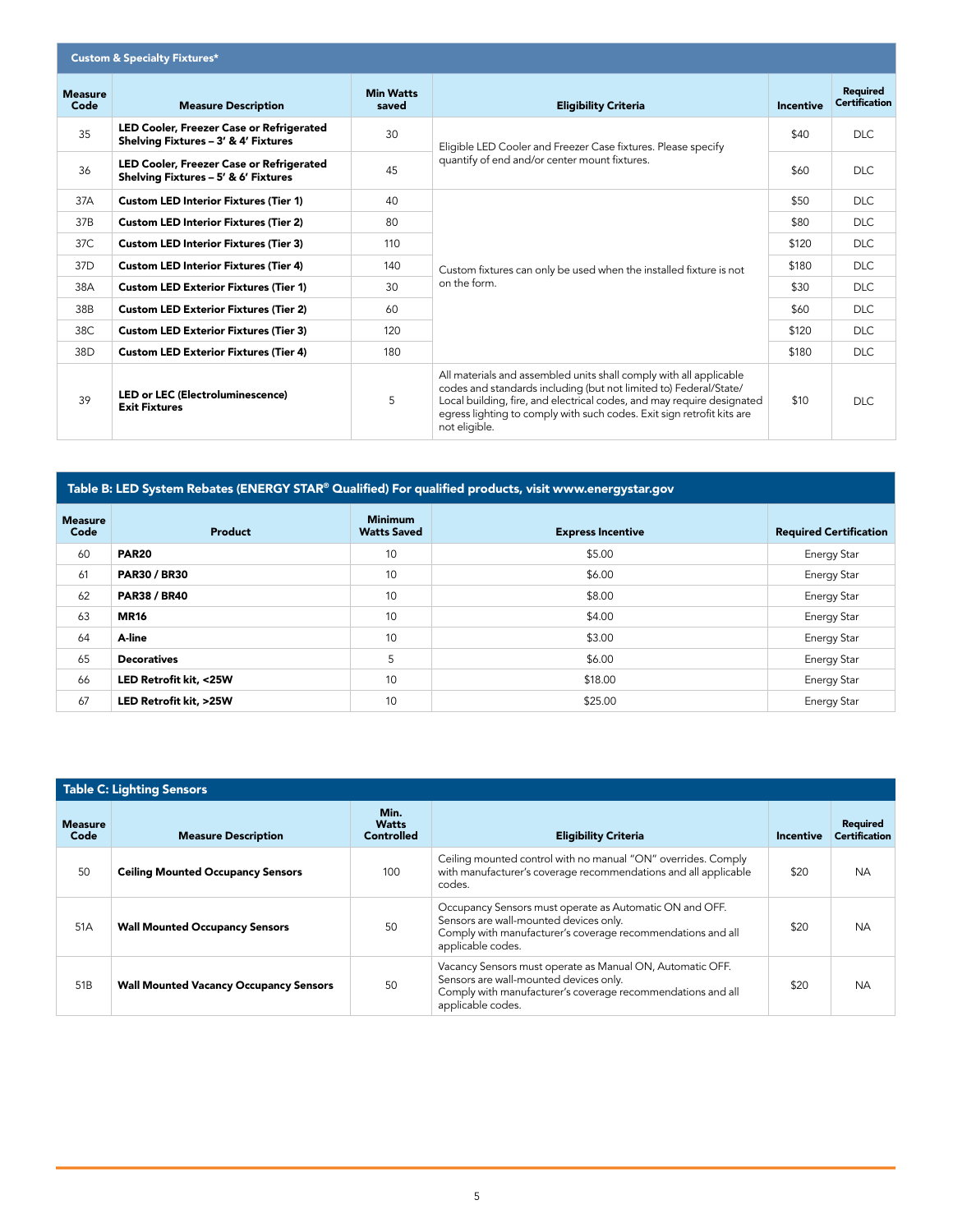| Custom & Specialty Fixtures* | | | | | |
|---|---|---|---|---|---|
| **Measure Code** | **Measure Description** | **Min Watts saved** | **Eligibility Criteria** | **Incentive** | **Required Certification** |
| 35 | **LED Cooler, Freezer Case or Refrigerated Shelving Fixtures – 3' & 4' Fixtures** | 30 | Eligible LED Cooler and Freezer Case fixtures. Please specify quantity of end and/or center mount fixtures. | $40 | DLC |
| 36 | **LED Cooler, Freezer Case or Refrigerated Shelving Fixtures – 5' & 6' Fixtures** | 45 | | $60 | DLC |
| 37A | **Custom LED Interior Fixtures (Tier 1)** | 40 | Custom fixtures can only be used when the installed fixture is not on the form. | $50 | DLC |
| 37B | **Custom LED Interior Fixtures (Tier 2)** | 80 | | $80 | DLC |
| 37C | **Custom LED Interior Fixtures (Tier 3)** | 110 | | $120 | DLC |
| 37D | **Custom LED Interior Fixtures (Tier 4)** | 140 | | $180 | DLC |
| 38A | **Custom LED Exterior Fixtures (Tier 1)** | 30 | | $30 | DLC |
| 38B | **Custom LED Exterior Fixtures (Tier 2)** | 60 | | $60 | DLC |
| 38C | **Custom LED Exterior Fixtures (Tier 3)** | 120 | | $120 | DLC |
| 38D | **Custom LED Exterior Fixtures (Tier 4)** | 180 | | $180 | DLC |
| 39 | **LED or LEC (Electroluminescence) Exit Fixtures** | 5 | All materials and assembled units shall comply with all applicable codes and standards including (but not limited to) Federal/State/Local building, fire, and electrical codes, and may require designated egress lighting to comply with such codes. Exit sign retrofit kits are not eligible. | $10 | DLC |

## Table B: LED System Rebates (ENERGY STAR® Qualified) For qualified products, visit www.energystar.gov

| Measure Code | Product | Minimum Watts Saved | Express Incentive | Required Certification |
|---|---|---|---|---|
| 60 | **PAR20** | 10 | $5.00 | Energy Star |
| 61 | **PAR30 / BR30** | 10 | $6.00 | Energy Star |
| 62 | **PAR38 / BR40** | 10 | $8.00 | Energy Star |
| 63 | **MR16** | 10 | $4.00 | Energy Star |
| 64 | **A-line** | 10 | $3.00 | Energy Star |
| 65 | **Decoratives** | 5 | $6.00 | Energy Star |
| 66 | **LED Retrofit kit, <25W** | 10 | $18.00 | Energy Star |
| 67 | **LED Retrofit kit, >25W** | 10 | $25.00 | Energy Star |

## Table C: Lighting Sensors

| Measure Code | Measure Description | Min. Watts Controlled | Eligibility Criteria | Incentive | Required Certification |
|---|---|---|---|---|---|
| 50 | **Ceiling Mounted Occupancy Sensors** | 100 | Ceiling mounted control with no manual "ON" overrides. Comply with manufacturer's coverage recommendations and all applicable codes. | $20 | NA |
| 51A | **Wall Mounted Occupancy Sensors** | 50 | Occupancy Sensors must operate as Automatic ON and OFF. Sensors are wall-mounted devices only. Comply with manufacturer's coverage recommendations and all applicable codes. | $20 | NA |
| 51B | **Wall Mounted Vacancy Occupancy Sensors** | 50 | Vacancy Sensors must operate as Manual ON, Automatic OFF. Sensors are wall-mounted devices only. Comply with manufacturer's coverage recommendations and all applicable codes. | $20 | NA |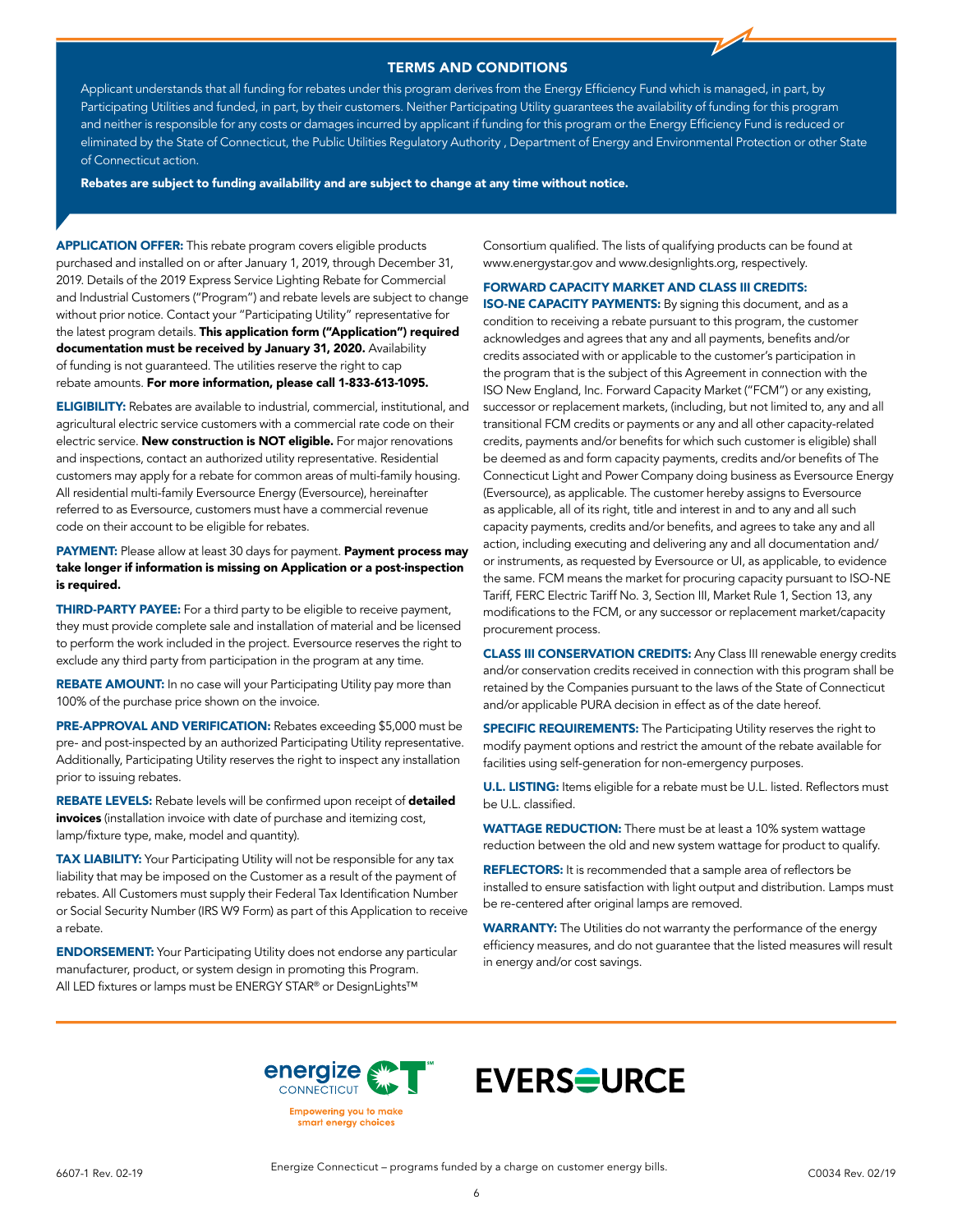## TERMS AND CONDITIONS

Applicant understands that all funding for rebates under this program derives from the Energy Efficiency Fund which is managed, in part, by Participating Utilities and funded, in part, by their customers. Neither Participating Utility guarantees the availability of funding for this program and neither is responsible for any costs or damages incurred by applicant if funding for this program or the Energy Efficiency Fund is reduced or eliminated by the State of Connecticut, the Public Utilities Regulatory Authority , Department of Energy and Environmental Protection or other State of Connecticut action.

**Rebates are subject to funding availability and are subject to change at any time without notice.**

**APPLICATION OFFER:** This rebate program covers eligible products purchased and installed on or after January 1, 2019, through December 31, 2019. Details of the 2019 Express Service Lighting Rebate for Commercial and Industrial Customers ("Program") and rebate levels are subject to change without prior notice. Contact your "Participating Utility" representative for the latest program details. **This application form ("Application") required documentation must be received by January 31, 2020.** Availability of funding is not guaranteed. The utilities reserve the right to cap rebate amounts. **For more information, please call 1-833-613-1095.**

**ELIGIBILITY:** Rebates are available to industrial, commercial, institutional, and agricultural electric service customers with a commercial rate code on their electric service. **New construction is NOT eligible.** For major renovations and inspections, contact an authorized utility representative. Residential customers may apply for a rebate for common areas of multi-family housing. All residential multi-family Eversource Energy (Eversource), hereinafter referred to as Eversource, customers must have a commercial revenue code on their account to be eligible for rebates.

**PAYMENT:** Please allow at least 30 days for payment. **Payment process may take longer if information is missing on Application or a post-inspection is required.**

**THIRD-PARTY PAYEE:** For a third party to be eligible to receive payment, they must provide complete sale and installation of material and be licensed to perform the work included in the project. Eversource reserves the right to exclude any third party from participation in the program at any time.

**REBATE AMOUNT:** In no case will your Participating Utility pay more than 100% of the purchase price shown on the invoice.

**PRE-APPROVAL AND VERIFICATION:** Rebates exceeding $5,000 must be pre- and post-inspected by an authorized Participating Utility representative. Additionally, Participating Utility reserves the right to inspect any installation prior to issuing rebates.

**REBATE LEVELS:** Rebate levels will be confirmed upon receipt of **detailed invoices** (installation invoice with date of purchase and itemizing cost, lamp/fixture type, make, model and quantity).

**TAX LIABILITY:** Your Participating Utility will not be responsible for any tax liability that may be imposed on the Customer as a result of the payment of rebates. All Customers must supply their Federal Tax Identification Number or Social Security Number (IRS W9 Form) as part of this Application to receive a rebate.

**ENDORSEMENT:** Your Participating Utility does not endorse any particular manufacturer, product, or system design in promoting this Program. All LED fixtures or lamps must be ENERGY STAR® or DesignLights™ Consortium qualified. The lists of qualifying products can be found at www.energystar.gov and www.designlights.org, respectively.

**FORWARD CAPACITY MARKET AND CLASS III CREDITS:**

**ISO-NE CAPACITY PAYMENTS:** By signing this document, and as a condition to receiving a rebate pursuant to this program, the customer acknowledges and agrees that any and all payments, benefits and/or credits associated with or applicable to the customer's participation in the program that is the subject of this Agreement in connection with the ISO New England, Inc. Forward Capacity Market ("FCM") or any existing, successor or replacement markets, (including, but not limited to, any and all transitional FCM credits or payments or any and all other capacity-related credits, payments and/or benefits for which such customer is eligible) shall be deemed as and form capacity payments, credits and/or benefits of The Connecticut Light and Power Company doing business as Eversource Energy (Eversource), as applicable. The customer hereby assigns to Eversource as applicable, all of its right, title and interest in and to any and all such capacity payments, credits and/or benefits, and agrees to take any and all action, including executing and delivering any and all documentation and/or instruments, as requested by Eversource or UI, as applicable, to evidence the same. FCM means the market for procuring capacity pursuant to ISO-NE Tariff, FERC Electric Tariff No. 3, Section III, Market Rule 1, Section 13, any modifications to the FCM, or any successor or replacement market/capacity procurement process.

**CLASS III CONSERVATION CREDITS:** Any Class III renewable energy credits and/or conservation credits received in connection with this program shall be retained by the Companies pursuant to the laws of the State of Connecticut and/or applicable PURA decision in effect as of the date hereof.

**SPECIFIC REQUIREMENTS:** The Participating Utility reserves the right to modify payment options and restrict the amount of the rebate available for facilities using self-generation for non-emergency purposes.

**U.L. LISTING:** Items eligible for a rebate must be U.L. listed. Reflectors must be U.L. classified.

**WATTAGE REDUCTION:** There must be at least a 10% system wattage reduction between the old and new system wattage for product to qualify.

**REFLECTORS:** It is recommended that a sample area of reflectors be installed to ensure satisfaction with light output and distribution. Lamps must be re-centered after original lamps are removed.

**WARRANTY:** The Utilities do not warranty the performance of the energy efficiency measures, and do not guarantee that the listed measures will result in energy and/or cost savings.

energize CONNECTICUT℠ — Empowering you to make smart energy choices

EVERSOURCE

6607-1 Rev. 02-19

Energize Connecticut – programs funded by a charge on customer energy bills.

C0034 Rev. 02/19